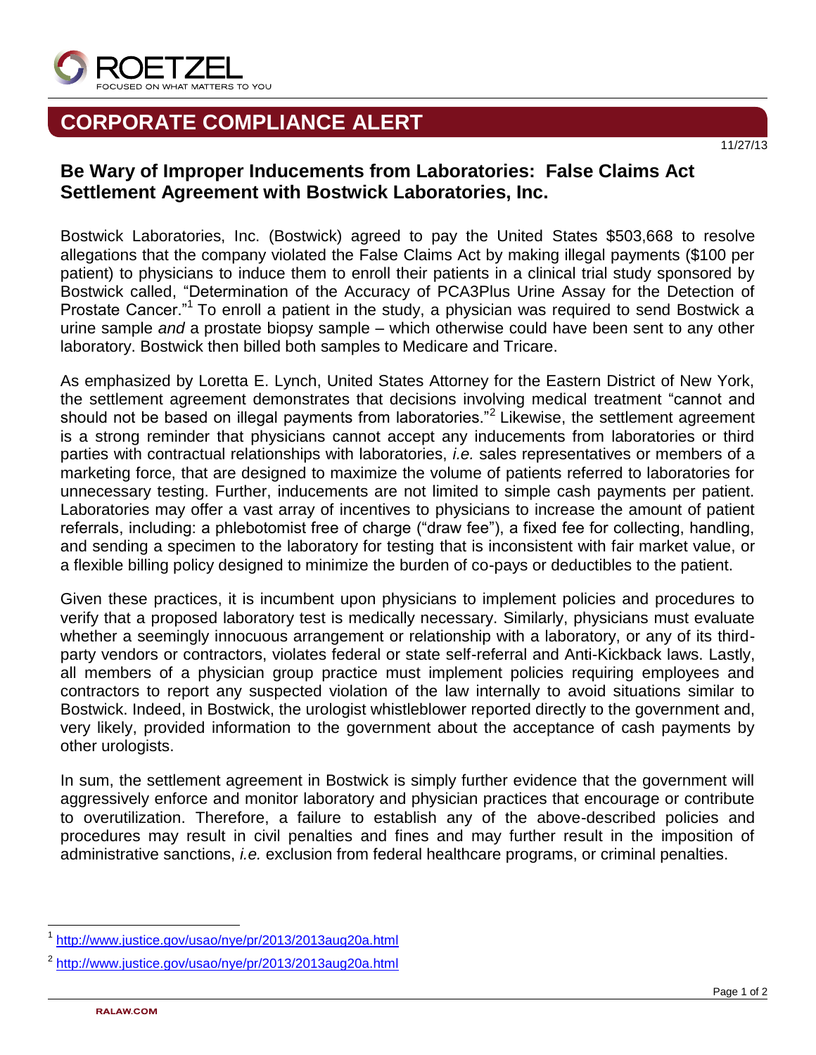ROETZEL
FOCUSED ON WHAT MATTERS TO YOU

# CORPORATE COMPLIANCE ALERT

11/27/13

## Be Wary of Improper Inducements from Laboratories: False Claims Act Settlement Agreement with Bostwick Laboratories, Inc.

Bostwick Laboratories, Inc. (Bostwick) agreed to pay the United States $503,668 to resolve allegations that the company violated the False Claims Act by making illegal payments ($100 per patient) to physicians to induce them to enroll their patients in a clinical trial study sponsored by Bostwick called, "Determination of the Accuracy of PCA3Plus Urine Assay for the Detection of Prostate Cancer."[1] To enroll a patient in the study, a physician was required to send Bostwick a urine sample *and* a prostate biopsy sample – which otherwise could have been sent to any other laboratory. Bostwick then billed both samples to Medicare and Tricare.

As emphasized by Loretta E. Lynch, United States Attorney for the Eastern District of New York, the settlement agreement demonstrates that decisions involving medical treatment "cannot and should not be based on illegal payments from laboratories."[2] Likewise, the settlement agreement is a strong reminder that physicians cannot accept any inducements from laboratories or third parties with contractual relationships with laboratories, *i.e.* sales representatives or members of a marketing force, that are designed to maximize the volume of patients referred to laboratories for unnecessary testing. Further, inducements are not limited to simple cash payments per patient. Laboratories may offer a vast array of incentives to physicians to increase the amount of patient referrals, including: a phlebotomist free of charge ("draw fee"), a fixed fee for collecting, handling, and sending a specimen to the laboratory for testing that is inconsistent with fair market value, or a flexible billing policy designed to minimize the burden of co-pays or deductibles to the patient.

Given these practices, it is incumbent upon physicians to implement policies and procedures to verify that a proposed laboratory test is medically necessary. Similarly, physicians must evaluate whether a seemingly innocuous arrangement or relationship with a laboratory, or any of its third-party vendors or contractors, violates federal or state self-referral and Anti-Kickback laws. Lastly, all members of a physician group practice must implement policies requiring employees and contractors to report any suspected violation of the law internally to avoid situations similar to Bostwick. Indeed, in Bostwick, the urologist whistleblower reported directly to the government and, very likely, provided information to the government about the acceptance of cash payments by other urologists.

In sum, the settlement agreement in Bostwick is simply further evidence that the government will aggressively enforce and monitor laboratory and physician practices that encourage or contribute to overutilization. Therefore, a failure to establish any of the above-described policies and procedures may result in civil penalties and fines and may further result in the imposition of administrative sanctions, *i.e.* exclusion from federal healthcare programs, or criminal penalties.

---

[1] http://www.justice.gov/usao/nye/pr/2013/2013aug20a.html

[2] http://www.justice.gov/usao/nye/pr/2013/2013aug20a.html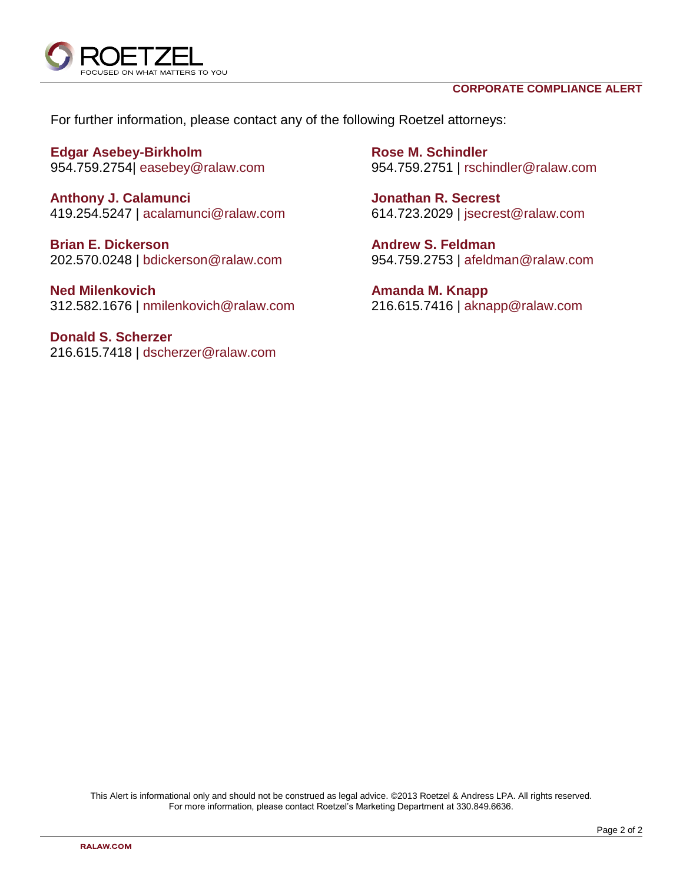For further information, please contact any of the following Roetzel attorneys:

**Edgar Asebey-Birkholm**
954.759.2754| easebey@ralaw.com

**Anthony J. Calamunci**
419.254.5247 | acalamunci@ralaw.com

**Brian E. Dickerson**
202.570.0248 | bdickerson@ralaw.com

**Ned Milenkovich**
312.582.1676 | nmilenkovich@ralaw.com

**Donald S. Scherzer**
216.615.7418 | dscherzer@ralaw.com

**Rose M. Schindler**
954.759.2751 | rschindler@ralaw.com

**Jonathan R. Secrest**
614.723.2029 | jsecrest@ralaw.com

**Andrew S. Feldman**
954.759.2753 | afeldman@ralaw.com

**Amanda M. Knapp**
216.615.7416 | aknapp@ralaw.com

This Alert is informational only and should not be construed as legal advice. ©2013 Roetzel & Andress LPA. All rights reserved.
For more information, please contact Roetzel's Marketing Department at 330.849.6636.